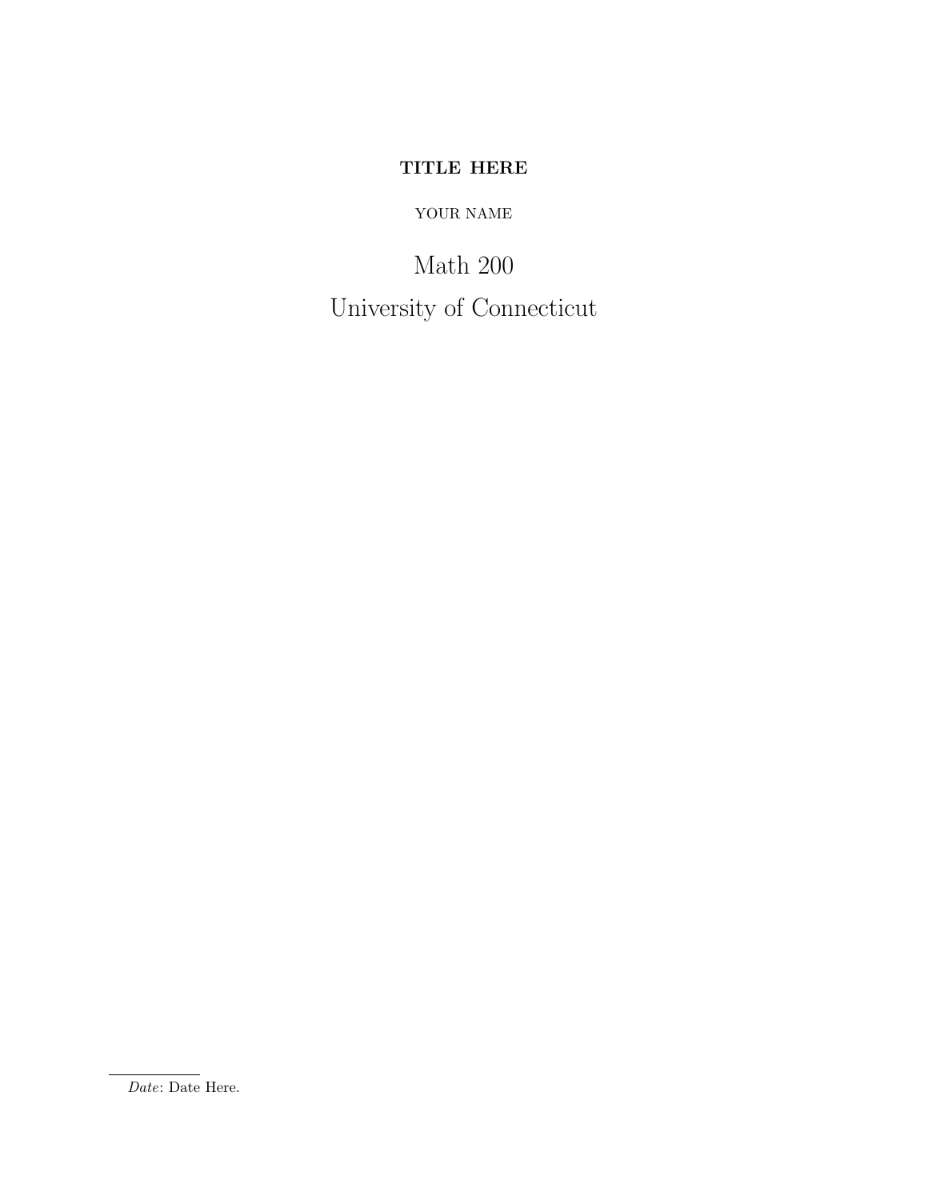# TITLE HERE

YOUR NAME

Math 200

University of Connecticut

*Date*: Date Here.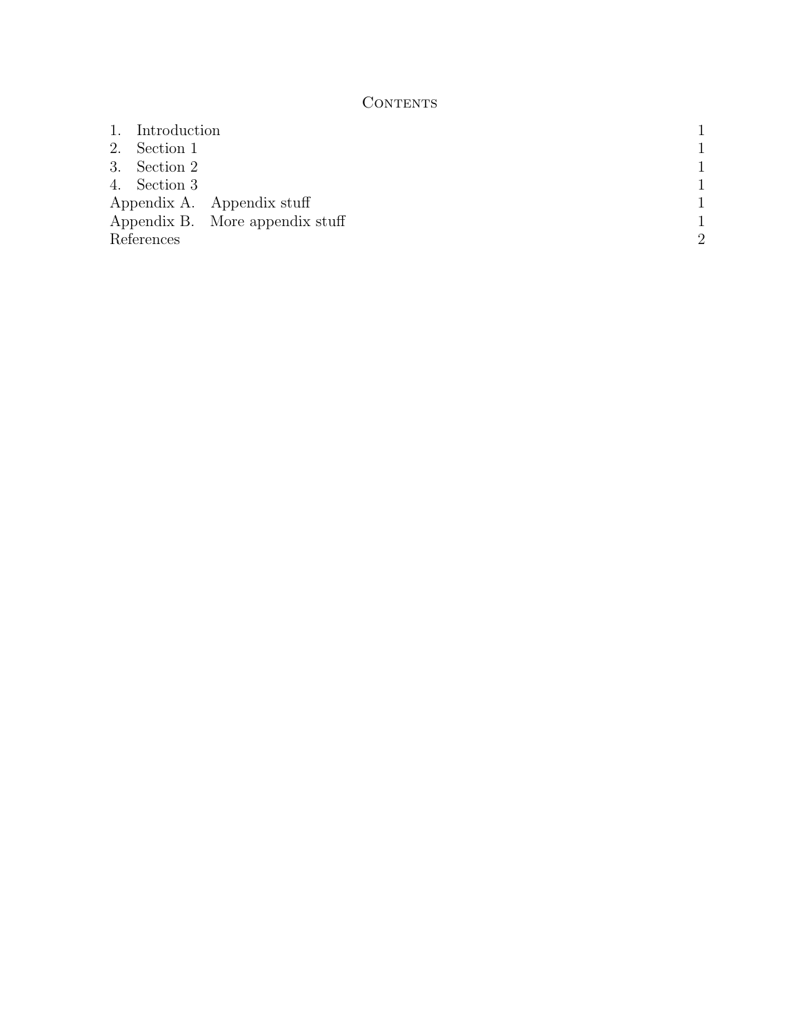## Contents

| | |
|---|---|
| 1. Introduction | 1 |
| 2. Section 1 | 1 |
| 3. Section 2 | 1 |
| 4. Section 3 | 1 |
| Appendix A. Appendix stuff | 1 |
| Appendix B. More appendix stuff | 1 |
| References | 2 |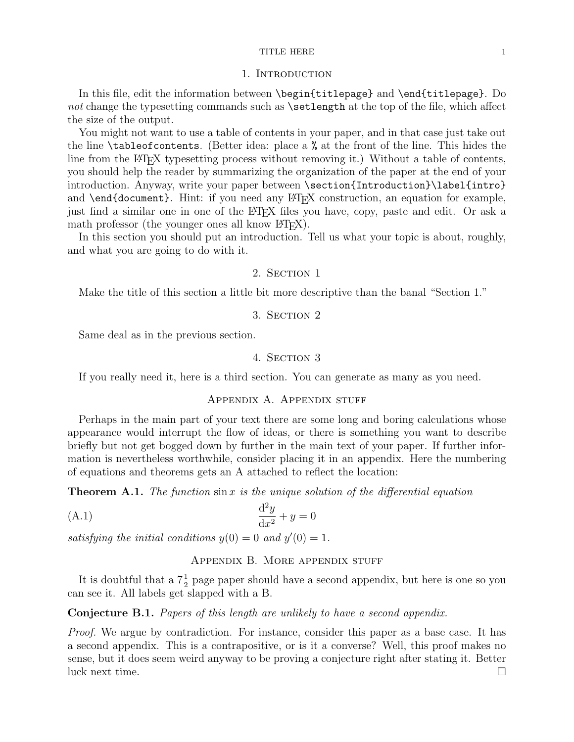## 1. Introduction

In this file, edit the information between `\begin{titlepage}` and `\end{titlepage}`. Do *not* change the typesetting commands such as `\setlength` at the top of the file, which affect the size of the output.

You might not want to use a table of contents in your paper, and in that case just take out the line `\tableofcontents`. (Better idea: place a `%` at the front of the line. This hides the line from the LaTeX typesetting process without removing it.) Without a table of contents, you should help the reader by summarizing the organization of the paper at the end of your introduction. Anyway, write your paper between `\section{Introduction}\label{intro}` and `\end{document}`. Hint: if you need any LaTeX construction, an equation for example, just find a similar one in one of the LaTeX files you have, copy, paste and edit. Or ask a math professor (the younger ones all know LaTeX).

In this section you should put an introduction. Tell us what your topic is about, roughly, and what you are going to do with it.

## 2. Section 1

Make the title of this section a little bit more descriptive than the banal "Section 1."

## 3. Section 2

Same deal as in the previous section.

## 4. Section 3

If you really need it, here is a third section. You can generate as many as you need.

## Appendix A. Appendix stuff

Perhaps in the main part of your text there are some long and boring calculations whose appearance would interrupt the flow of ideas, or there is something you want to describe briefly but not get bogged down by further in the main text of your paper. If further information is nevertheless worthwhile, consider placing it in an appendix. Here the numbering of equations and theorems gets an A attached to reflect the location:

**Theorem A.1.** *The function* $\sin x$ *is the unique solution of the differential equation*

$$\frac{\mathrm{d}^2 y}{\mathrm{d}x^2} + y = 0 \tag{A.1}$$

*satisfying the initial conditions* $y(0) = 0$ *and* $y'(0) = 1$.

## Appendix B. More appendix stuff

It is doubtful that a $7\frac{1}{2}$ page paper should have a second appendix, but here is one so you can see it. All labels get slapped with a B.

**Conjecture B.1.** *Papers of this length are unlikely to have a second appendix.*

*Proof.* We argue by contradiction. For instance, consider this paper as a base case. It has a second appendix. This is a contrapositive, or is it a converse? Well, this proof makes no sense, but it does seem weird anyway to be proving a conjecture right after stating it. Better luck next time. □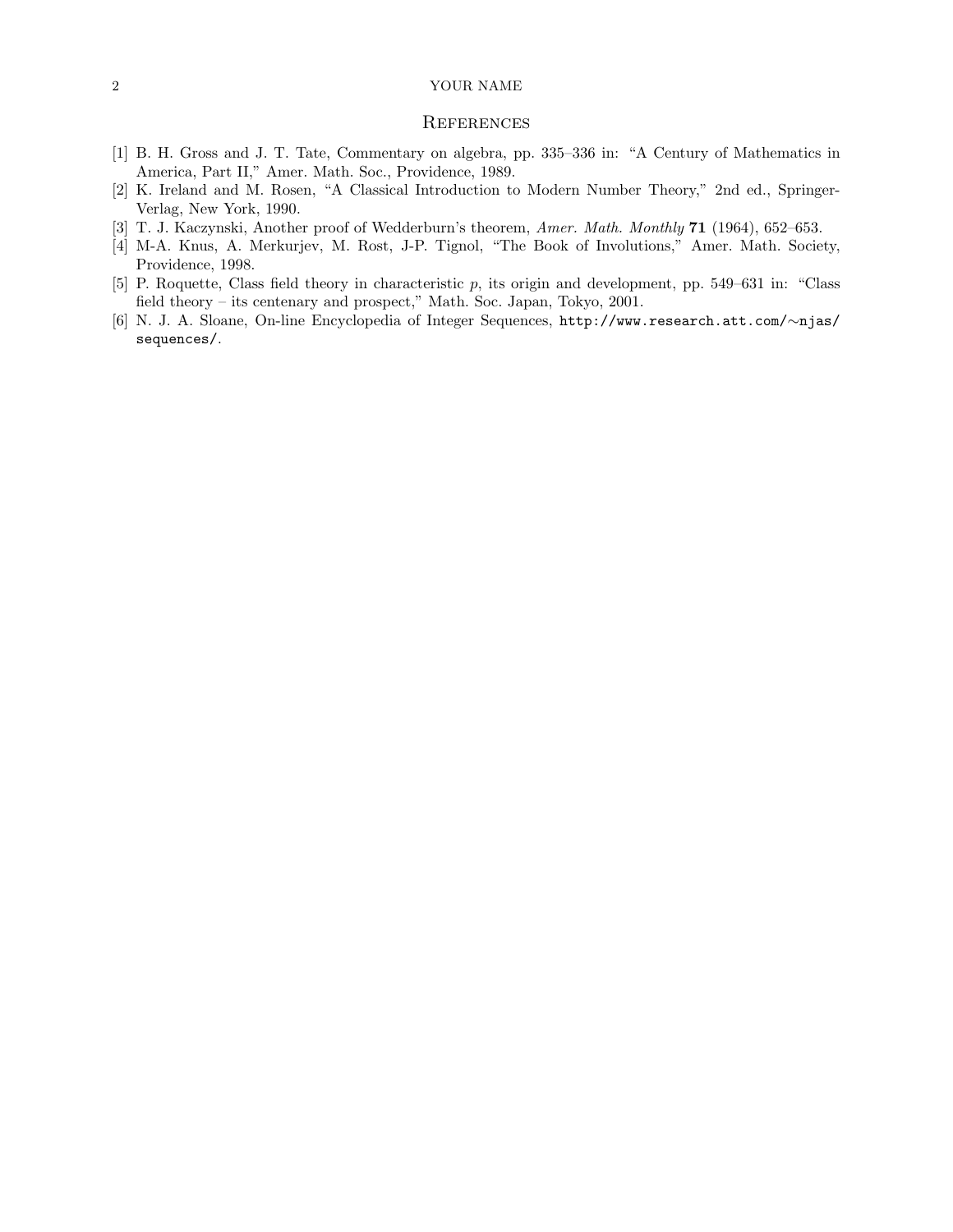## References

[1] B. H. Gross and J. T. Tate, Commentary on algebra, pp. 335–336 in: "A Century of Mathematics in America, Part II," Amer. Math. Soc., Providence, 1989.

[2] K. Ireland and M. Rosen, "A Classical Introduction to Modern Number Theory," 2nd ed., Springer-Verlag, New York, 1990.

[3] T. J. Kaczynski, Another proof of Wedderburn's theorem, *Amer. Math. Monthly* **71** (1964), 652–653.

[4] M-A. Knus, A. Merkurjev, M. Rost, J-P. Tignol, "The Book of Involutions," Amer. Math. Society, Providence, 1998.

[5] P. Roquette, Class field theory in characteristic $p$, its origin and development, pp. 549–631 in: "Class field theory – its centenary and prospect," Math. Soc. Japan, Tokyo, 2001.

[6] N. J. A. Sloane, On-line Encyclopedia of Integer Sequences, `http://www.research.att.com/~njas/sequences/`.